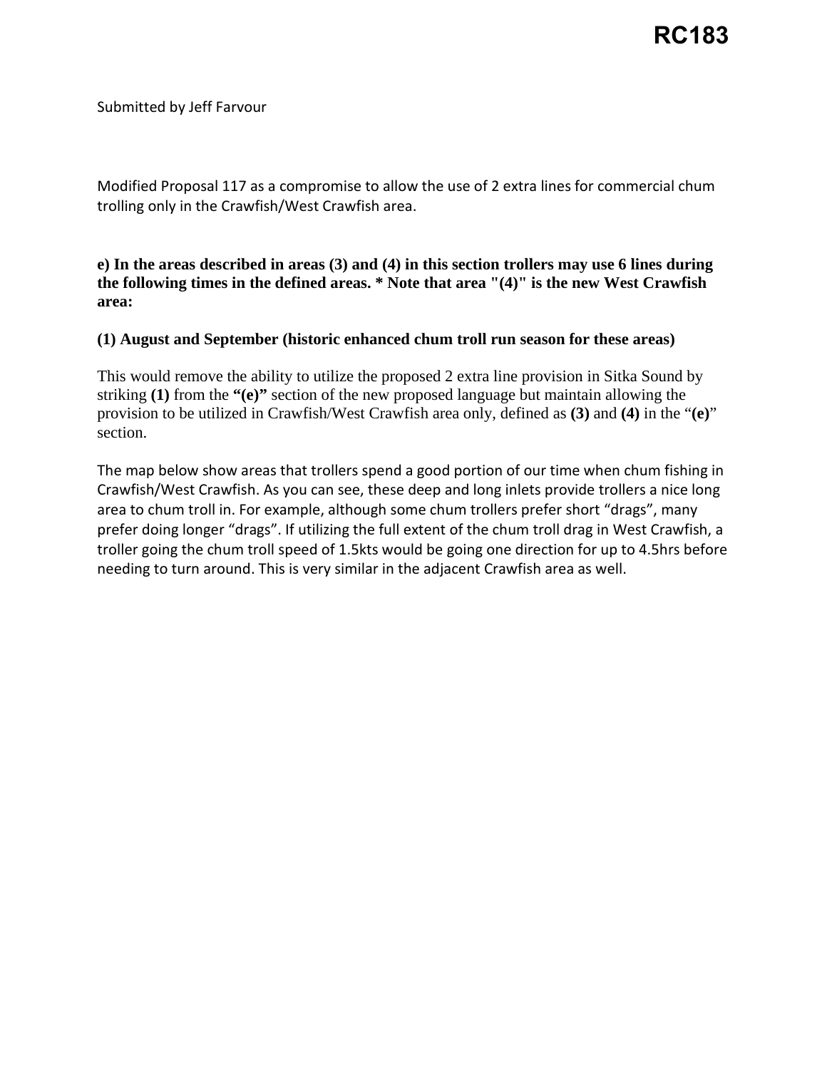# RC183

Submitted by Jeff Farvour

Modified Proposal 117 as a compromise to allow the use of 2 extra lines for commercial chum trolling only in the Crawfish/West Crawfish area.

**e) In the areas described in areas (3) and (4) in this section trollers may use 6 lines during the following times in the defined areas. * Note that area "(4)" is the new West Crawfish area:**

**(1) August and September (historic enhanced chum troll run season for these areas)**

This would remove the ability to utilize the proposed 2 extra line provision in Sitka Sound by striking **(1)** from the **"(e)"** section of the new proposed language but maintain allowing the provision to be utilized in Crawfish/West Crawfish area only, defined as **(3)** and **(4)** in the "**(e)**" section.

The map below show areas that trollers spend a good portion of our time when chum fishing in Crawfish/West Crawfish. As you can see, these deep and long inlets provide trollers a nice long area to chum troll in. For example, although some chum trollers prefer short "drags", many prefer doing longer "drags". If utilizing the full extent of the chum troll drag in West Crawfish, a troller going the chum troll speed of 1.5kts would be going one direction for up to 4.5hrs before needing to turn around. This is very similar in the adjacent Crawfish area as well.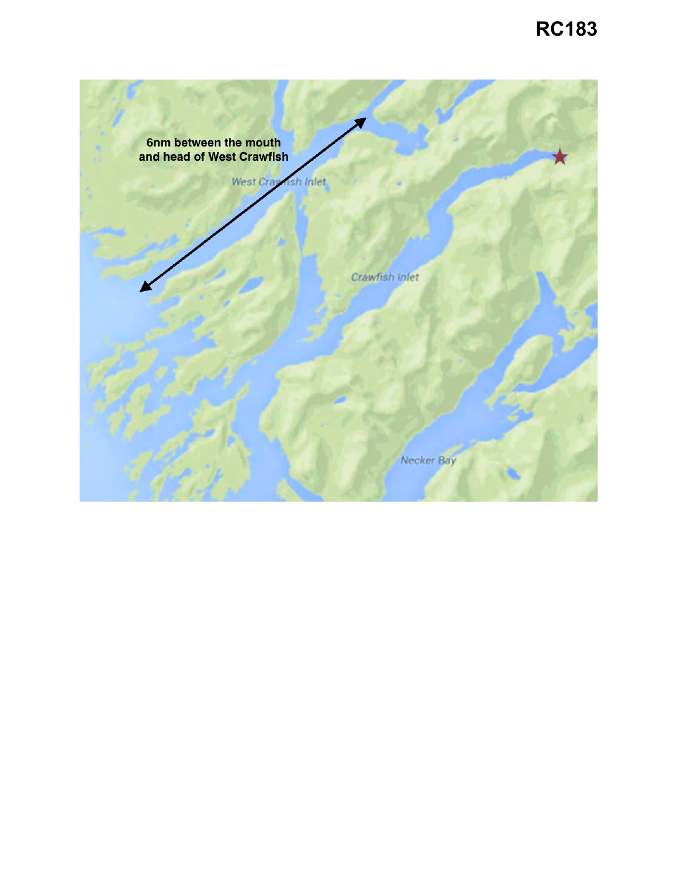6nm between the mouth and head of West Crawfish

West Crawfish Inlet

Crawfish Inlet

Necker Bay